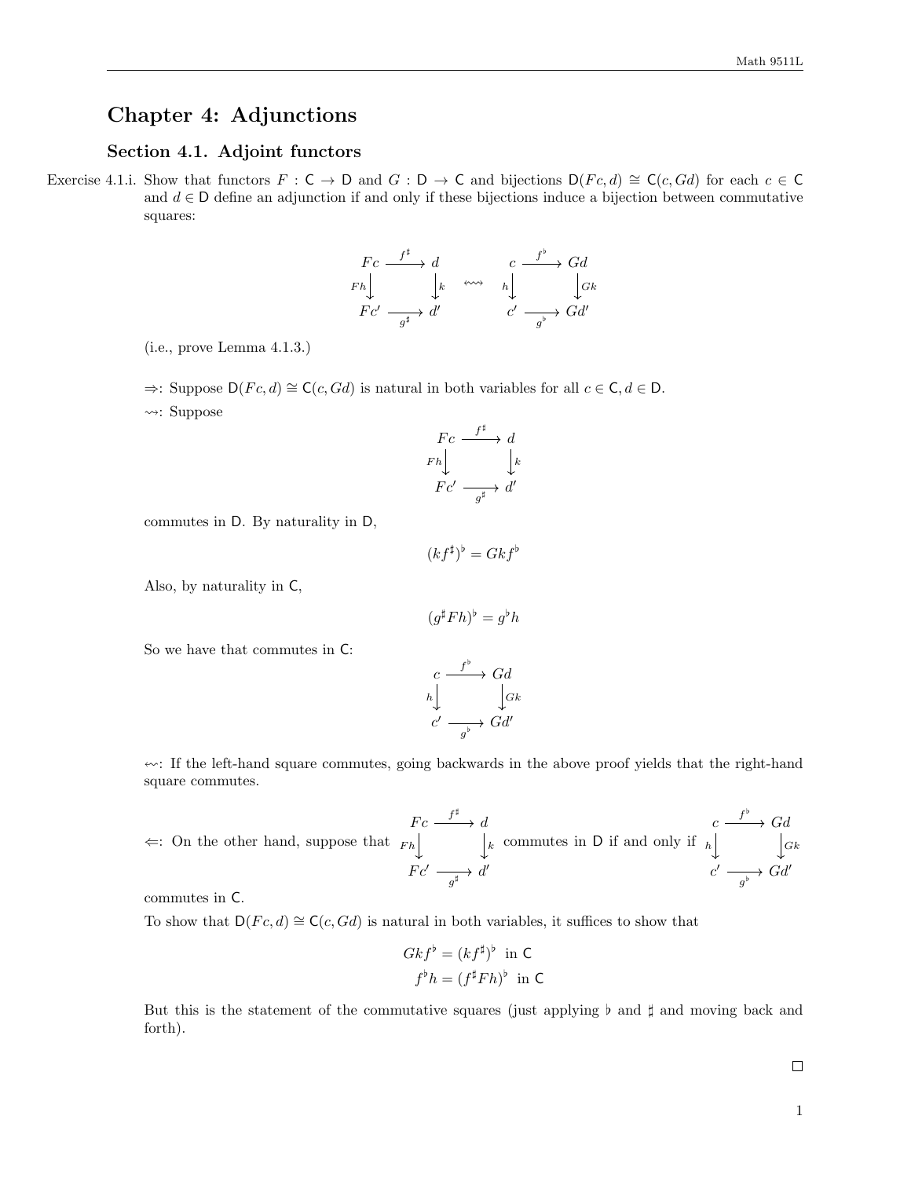# Chapter 4: Adjunctions

## Section 4.1. Adjoint functors

Exercise 4.1.i. Show that functors $F : \mathsf{C} \to \mathsf{D}$ and $G : \mathsf{D} \to \mathsf{C}$ and bijections $\mathsf{D}(Fc, d) \cong \mathsf{C}(c, Gd)$ for each $c \in \mathsf{C}$ and $d \in \mathsf{D}$ define an adjunction if and only if these bijections induce a bijection between commutative squares:

$$\begin{array}{ccc} Fc & \xrightarrow{f^\sharp} & d \\ {\scriptstyle Fh}\downarrow & & \downarrow{\scriptstyle k} \\ Fc' & \xrightarrow[g^\sharp]{} & d' \end{array} \quad \leftrightsquigarrow \quad \begin{array}{ccc} c & \xrightarrow{f^\flat} & Gd \\ {\scriptstyle h}\downarrow & & \downarrow{\scriptstyle Gk} \\ c' & \xrightarrow[g^\flat]{} & Gd' \end{array}$$

(i.e., prove Lemma 4.1.3.)

$\Rightarrow$: Suppose $\mathsf{D}(Fc, d) \cong \mathsf{C}(c, Gd)$ is natural in both variables for all $c \in \mathsf{C}, d \in \mathsf{D}$.

$\rightsquigarrow$: Suppose

$$\begin{array}{ccc} Fc & \xrightarrow{f^\sharp} & d \\ {\scriptstyle Fh}\downarrow & & \downarrow{\scriptstyle k} \\ Fc' & \xrightarrow[g^\sharp]{} & d' \end{array}$$

commutes in $\mathsf{D}$. By naturality in $\mathsf{D}$,

$$(kf^\sharp)^\flat = Gkf^\flat$$

Also, by naturality in $\mathsf{C}$,

$$(g^\sharp Fh)^\flat = g^\flat h$$

So we have that commutes in $\mathsf{C}$:

$$\begin{array}{ccc} c & \xrightarrow{f^\flat} & Gd \\ {\scriptstyle h}\downarrow & & \downarrow{\scriptstyle Gk} \\ c' & \xrightarrow[g^\flat]{} & Gd' \end{array}$$

$\leftsquigarrow$: If the left-hand square commutes, going backwards in the above proof yields that the right-hand square commutes.

$\Leftarrow$: On the other hand, suppose that $\begin{array}{ccc} Fc & \xrightarrow{f^\sharp} & d \\ {\scriptstyle Fh}\downarrow & & \downarrow{\scriptstyle k} \\ Fc' & \xrightarrow[g^\sharp]{} & d' \end{array}$ commutes in $\mathsf{D}$ if and only if $\begin{array}{ccc} c & \xrightarrow{f^\flat} & Gd \\ {\scriptstyle h}\downarrow & & \downarrow{\scriptstyle Gk} \\ c' & \xrightarrow[g^\flat]{} & Gd' \end{array}$ commutes in $\mathsf{C}$.

To show that $\mathsf{D}(Fc, d) \cong \mathsf{C}(c, Gd)$ is natural in both variables, it suffices to show that

$$Gkf^\flat = (kf^\sharp)^\flat \text{ in } \mathsf{C}$$
$$f^\flat h = (f^\sharp Fh)^\flat \text{ in } \mathsf{C}$$

But this is the statement of the commutative squares (just applying $\flat$ and $\sharp$ and moving back and forth).

$\square$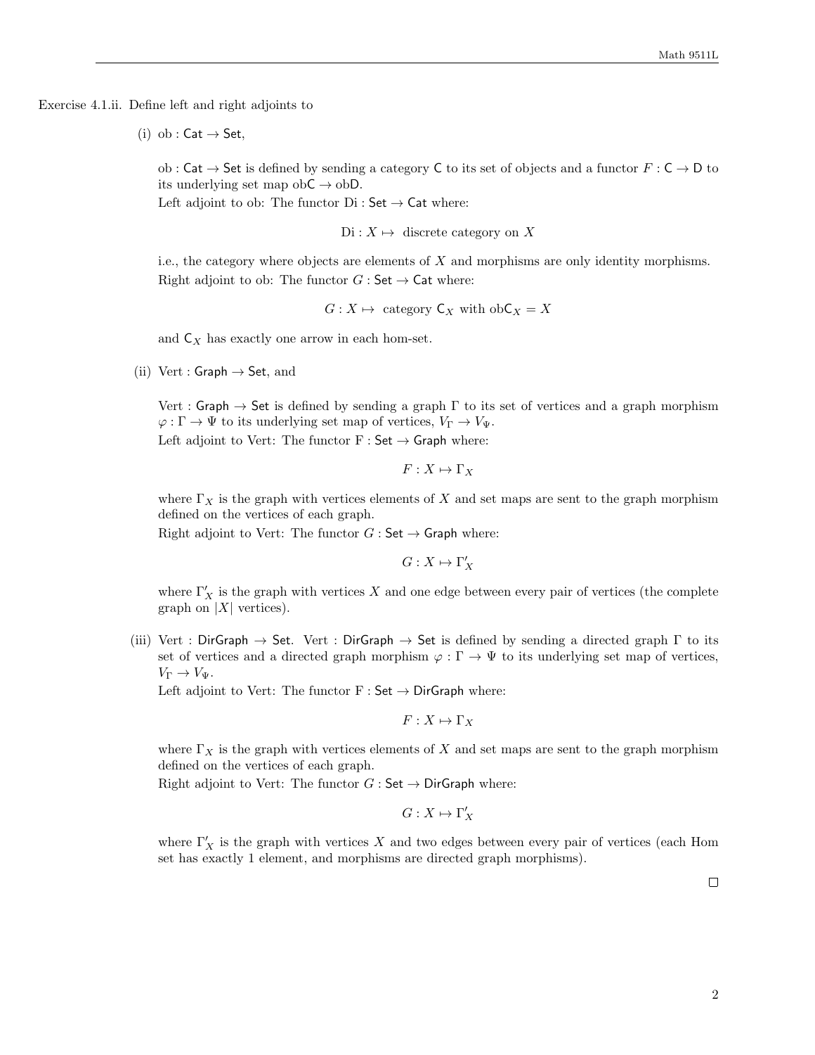Exercise 4.1.ii. Define left and right adjoints to

(i) $\text{ob} : \mathsf{Cat} \to \mathsf{Set}$,

$\text{ob} : \mathsf{Cat} \to \mathsf{Set}$ is defined by sending a category $\mathsf{C}$ to its set of objects and a functor $F : \mathsf{C} \to \mathsf{D}$ to its underlying set map $\text{ob}\mathsf{C} \to \text{ob}\mathsf{D}$.
Left adjoint to ob: The functor $\text{Di} : \mathsf{Set} \to \mathsf{Cat}$ where:

$$\text{Di} : X \mapsto \text{ discrete category on } X$$

i.e., the category where objects are elements of $X$ and morphisms are only identity morphisms.
Right adjoint to ob: The functor $G : \mathsf{Set} \to \mathsf{Cat}$ where:

$$G : X \mapsto \text{ category } \mathsf{C}_X \text{ with } \text{ob}\mathsf{C}_X = X$$

and $\mathsf{C}_X$ has exactly one arrow in each hom-set.

(ii) $\text{Vert} : \mathsf{Graph} \to \mathsf{Set}$, and

$\text{Vert} : \mathsf{Graph} \to \mathsf{Set}$ is defined by sending a graph $\Gamma$ to its set of vertices and a graph morphism $\varphi : \Gamma \to \Psi$ to its underlying set map of vertices, $V_\Gamma \to V_\Psi$.
Left adjoint to Vert: The functor $\text{F} : \mathsf{Set} \to \mathsf{Graph}$ where:

$$F : X \mapsto \Gamma_X$$

where $\Gamma_X$ is the graph with vertices elements of $X$ and set maps are sent to the graph morphism defined on the vertices of each graph.
Right adjoint to Vert: The functor $G : \mathsf{Set} \to \mathsf{Graph}$ where:

$$G : X \mapsto \Gamma'_X$$

where $\Gamma'_X$ is the graph with vertices $X$ and one edge between every pair of vertices (the complete graph on $|X|$ vertices).

(iii) $\text{Vert} : \mathsf{DirGraph} \to \mathsf{Set}$. $\text{Vert} : \mathsf{DirGraph} \to \mathsf{Set}$ is defined by sending a directed graph $\Gamma$ to its set of vertices and a directed graph morphism $\varphi : \Gamma \to \Psi$ to its underlying set map of vertices, $V_\Gamma \to V_\Psi$.
Left adjoint to Vert: The functor $\text{F} : \mathsf{Set} \to \mathsf{DirGraph}$ where:

$$F : X \mapsto \Gamma_X$$

where $\Gamma_X$ is the graph with vertices elements of $X$ and set maps are sent to the graph morphism defined on the vertices of each graph.
Right adjoint to Vert: The functor $G : \mathsf{Set} \to \mathsf{DirGraph}$ where:

$$G : X \mapsto \Gamma'_X$$

where $\Gamma'_X$ is the graph with vertices $X$ and two edges between every pair of vertices (each Hom set has exactly 1 element, and morphisms are directed graph morphisms).

□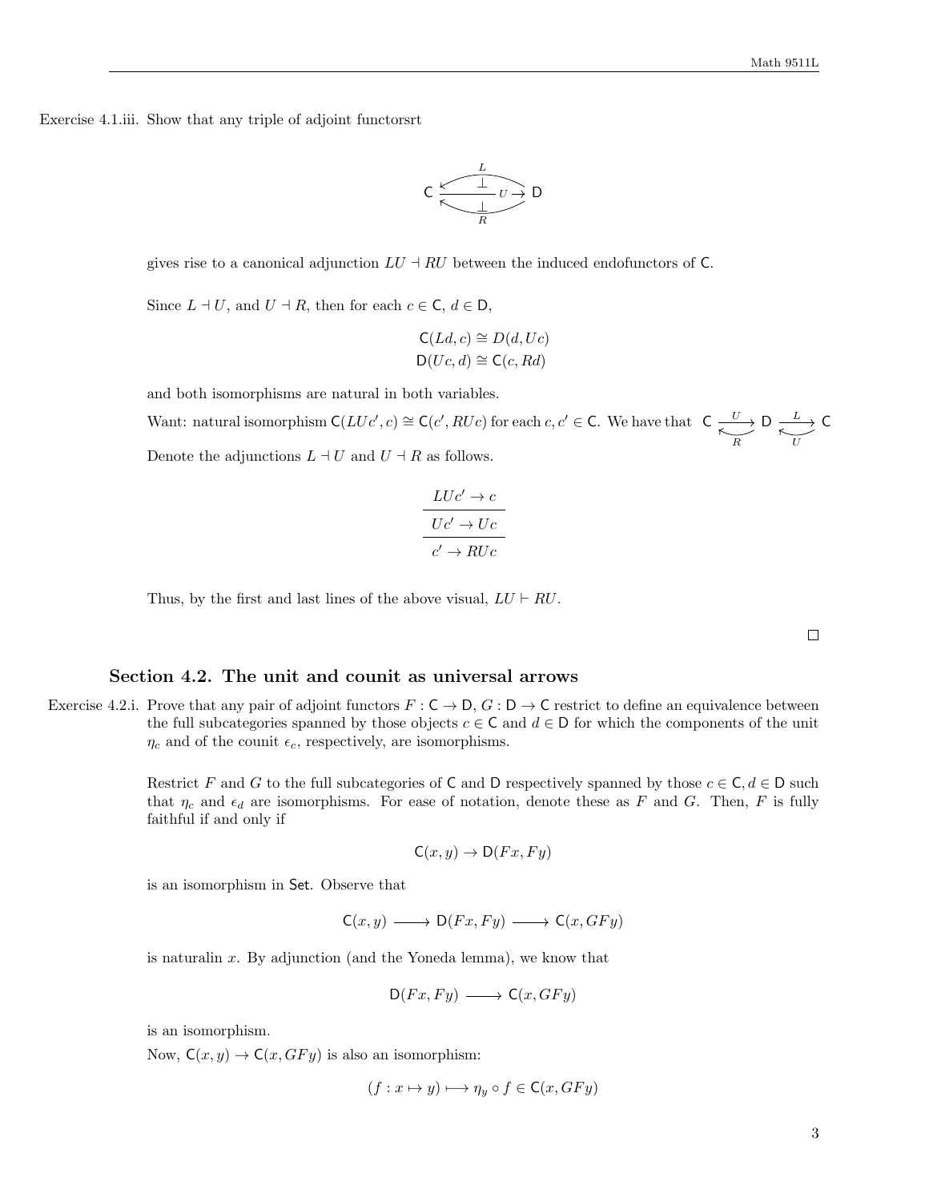Exercise 4.1.iii. Show that any triple of adjoint functorsrt

$$\mathsf{C} \underset{R}{\overset{L}{\leftarrows}} \xrightarrow{U} \mathsf{D} \quad (L \dashv U \dashv R)$$

gives rise to a canonical adjunction $LU \dashv RU$ between the induced endofunctors of $\mathsf{C}$.

Since $L \dashv U$, and $U \dashv R$, then for each $c \in \mathsf{C}$, $d \in \mathsf{D}$,

$$\mathsf{C}(Ld, c) \cong D(d, Uc)$$
$$\mathsf{D}(Uc, d) \cong \mathsf{C}(c, Rd)$$

and both isomorphisms are natural in both variables.

Want: natural isomorphism $\mathsf{C}(LUc', c) \cong \mathsf{C}(c', RUc)$ for each $c, c' \in \mathsf{C}$. We have that $\mathsf{C} \underset{R}{\overset{U}{\rightleftarrows}} \mathsf{D} \underset{U}{\overset{L}{\rightleftarrows}} \mathsf{C}$

Denote the adjunctions $L \dashv U$ and $U \dashv R$ as follows.

$$\frac{\dfrac{LUc' \to c}{Uc' \to Uc}}{c' \to RUc}$$

Thus, by the first and last lines of the above visual, $LU \vdash RU$.

□

## Section 4.2. The unit and counit as universal arrows

Exercise 4.2.i. Prove that any pair of adjoint functors $F : \mathsf{C} \to \mathsf{D}$, $G : \mathsf{D} \to \mathsf{C}$ restrict to define an equivalence between the full subcategories spanned by those objects $c \in \mathsf{C}$ and $d \in \mathsf{D}$ for which the components of the unit $\eta_c$ and of the counit $\epsilon_c$, respectively, are isomorphisms.

Restrict $F$ and $G$ to the full subcategories of $\mathsf{C}$ and $\mathsf{D}$ respectively spanned by those $c \in \mathsf{C}, d \in \mathsf{D}$ such that $\eta_c$ and $\epsilon_d$ are isomorphisms. For ease of notation, denote these as $F$ and $G$. Then, $F$ is fully faithful if and only if

$$\mathsf{C}(x, y) \to \mathsf{D}(Fx, Fy)$$

is an isomorphism in $\mathsf{Set}$. Observe that

$$\mathsf{C}(x, y) \longrightarrow \mathsf{D}(Fx, Fy) \longrightarrow \mathsf{C}(x, GFy)$$

is naturalin $x$. By adjunction (and the Yoneda lemma), we know that

$$\mathsf{D}(Fx, Fy) \longrightarrow \mathsf{C}(x, GFy)$$

is an isomorphism.

Now, $\mathsf{C}(x, y) \to \mathsf{C}(x, GFy)$ is also an isomorphism:

$$(f : x \mapsto y) \longmapsto \eta_y \circ f \in \mathsf{C}(x, GFy)$$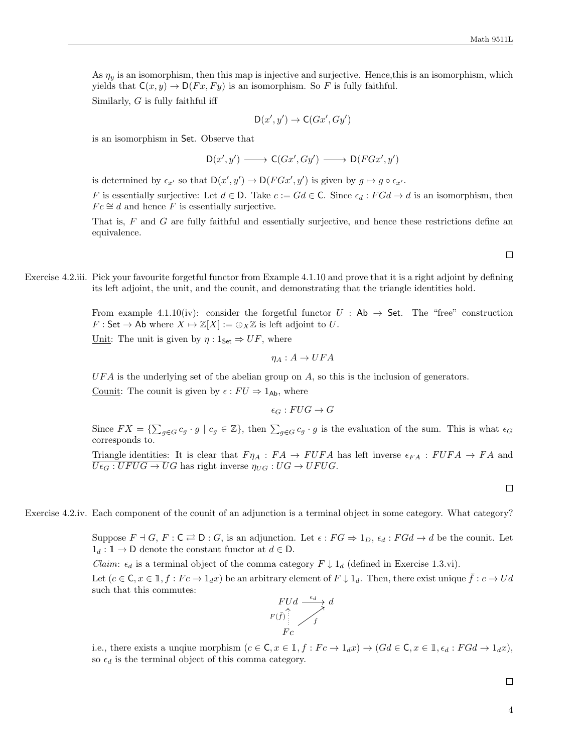As $\eta_y$ is an isomorphism, then this map is injective and surjective. Hence,this is an isomorphism, which yields that $\mathsf{C}(x,y) \to \mathsf{D}(Fx, Fy)$ is an isomorphism. So $F$ is fully faithful.

Similarly, $G$ is fully faithful iff

$$\mathsf{D}(x', y') \to \mathsf{C}(Gx', Gy')$$

is an isomorphism in $\mathsf{Set}$. Observe that

$$\mathsf{D}(x', y') \longrightarrow \mathsf{C}(Gx', Gy') \longrightarrow \mathsf{D}(FGx', y')$$

is determined by $\epsilon_{x'}$ so that $\mathsf{D}(x', y') \to \mathsf{D}(FGx', y')$ is given by $g \mapsto g \circ \epsilon_{x'}$.

$F$ is essentially surjective: Let $d \in \mathsf{D}$. Take $c := Gd \in \mathsf{C}$. Since $\epsilon_d : FGd \to d$ is an isomorphism, then $Fc \cong d$ and hence $F$ is essentially surjective.

That is, $F$ and $G$ are fully faithful and essentially surjective, and hence these restrictions define an equivalence.

□

Exercise 4.2.iii. Pick your favourite forgetful functor from Example 4.1.10 and prove that it is a right adjoint by defining its left adjoint, the unit, and the counit, and demonstrating that the triangle identities hold.

From example 4.1.10(iv): consider the forgetful functor $U : \mathsf{Ab} \to \mathsf{Set}$. The "free" construction $F : \mathsf{Set} \to \mathsf{Ab}$ where $X \mapsto \mathbb{Z}[X] := \oplus_X \mathbb{Z}$ is left adjoint to $U$.

<u>Unit</u>: The unit is given by $\eta : 1_{\mathsf{Set}} \Rightarrow UF$, where

$$\eta_A : A \to UFA$$

$UFA$ is the underlying set of the abelian group on $A$, so this is the inclusion of generators.

<u>Counit</u>: The counit is given by $\epsilon : FU \Rightarrow 1_{\mathsf{Ab}}$, where

$$\epsilon_G : FUG \to G$$

Since $FX = \{\sum_{g \in G} c_g \cdot g \mid c_g \in \mathbb{Z}\}$, then $\sum_{g \in G} c_g \cdot g$ is the evaluation of the sum. This is what $\epsilon_G$ corresponds to.

<u>Triangle identities</u>: It is clear that $F\eta_A : FA \to FUFA$ has left inverse $\epsilon_{FA} : FUFA \to FA$ and $U\epsilon_G : UFUG \to UG$ has right inverse $\eta_{UG} : UG \to UFUG$.

□

Exercise 4.2.iv. Each component of the counit of an adjunction is a terminal object in some category. What category?

Suppose $F \dashv G$, $F : \mathsf{C} \rightleftarrows \mathsf{D} : G$, is an adjunction. Let $\epsilon : FG \Rightarrow 1_D$, $\epsilon_d : FGd \to d$ be the counit. Let $1_d : \mathbb{1} \to \mathsf{D}$ denote the constant functor at $d \in \mathsf{D}$.

*Claim*: $\epsilon_d$ is a terminal object of the comma category $F \downarrow 1_d$ (defined in Exercise 1.3.vi).

Let $(c \in \mathsf{C}, x \in \mathbb{1}, f : Fc \to 1_d x)$ be an arbitrary element of $F \downarrow 1_d$. Then, there exist unique $\bar{f} : c \to Ud$ such that this commutes:

$$\begin{array}{ccc} FUd & \xrightarrow{\epsilon_d} & d \\ {\scriptstyle F(\bar{f})} \uparrow & \nearrow_{f} & \\ Fc & & \end{array}$$

i.e., there exists a unqiue morphism $(c \in \mathsf{C}, x \in \mathbb{1}, f : Fc \to 1_d x) \to (Gd \in \mathsf{C}, x \in \mathbb{1}, \epsilon_d : FGd \to 1_d x)$, so $\epsilon_d$ is the terminal object of this comma category.

□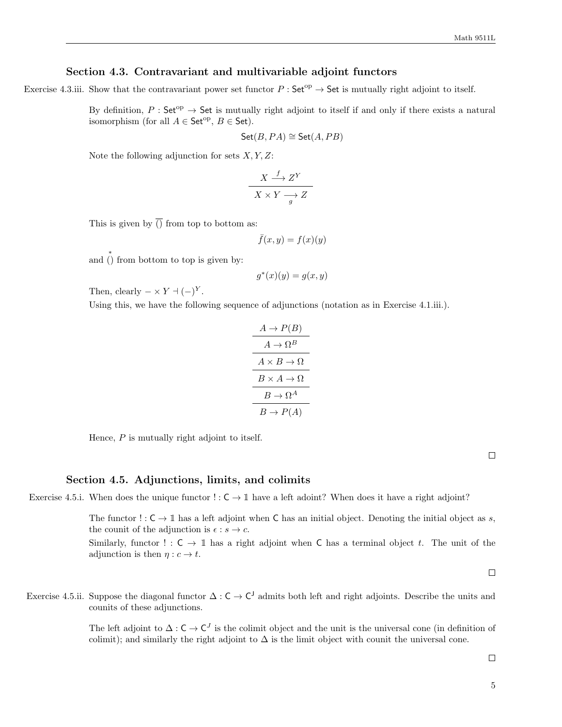## Section 4.3. Contravariant and multivariable adjoint functors

Exercise 4.3.iii. Show that the contravariant power set functor $P : \mathsf{Set}^{\mathrm{op}} \to \mathsf{Set}$ is mutually right adjoint to itself.

By definition, $P : \mathsf{Set}^{\mathrm{op}} \to \mathsf{Set}$ is mutually right adjoint to itself if and only if there exists a natural isomorphism (for all $A \in \mathsf{Set}^{\mathrm{op}}$, $B \in \mathsf{Set}$).

$$\mathsf{Set}(B, PA) \cong \mathsf{Set}(A, PB)$$

Note the following adjunction for sets $X, Y, Z$:

$$\frac{X \xrightarrow{f} Z^Y}{X \times Y \underset{g}{\longrightarrow} Z}$$

This is given by $\overline{()}$ from top to bottom as:

$$\bar{f}(x, y) = f(x)(y)$$

and $\overset{*}{()}$ from bottom to top is given by:

$$g^*(x)(y) = g(x, y)$$

Then, clearly $- \times Y \dashv (-)^Y$.

Using this, we have the following sequence of adjunctions (notation as in Exercise 4.1.iii.).

$$\begin{array}{c} A \to P(B) \\ \hline A \to \Omega^B \\ \hline A \times B \to \Omega \\ \hline B \times A \to \Omega \\ \hline B \to \Omega^A \\ \hline B \to P(A) \end{array}$$

Hence, $P$ is mutually right adjoint to itself.

□

## Section 4.5. Adjunctions, limits, and colimits

Exercise 4.5.i. When does the unique functor $! : \mathsf{C} \to \mathbb{1}$ have a left adoint? When does it have a right adjoint?

The functor $! : \mathsf{C} \to \mathbb{1}$ has a left adjoint when $\mathsf{C}$ has an initial object. Denoting the initial object as $s$, the counit of the adjunction is $\epsilon : s \to c$.

Similarly, functor $! : \mathsf{C} \to \mathbb{1}$ has a right adjoint when $\mathsf{C}$ has a terminal object $t$. The unit of the adjunction is then $\eta : c \to t$.

□

Exercise 4.5.ii. Suppose the diagonal functor $\Delta : \mathsf{C} \to \mathsf{C}^{\mathsf{J}}$ admits both left and right adjoints. Describe the units and counits of these adjunctions.

The left adjoint to $\Delta : \mathsf{C} \to \mathsf{C}^J$ is the colimit object and the unit is the universal cone (in definition of colimit); and similarly the right adjoint to $\Delta$ is the limit object with counit the universal cone.

□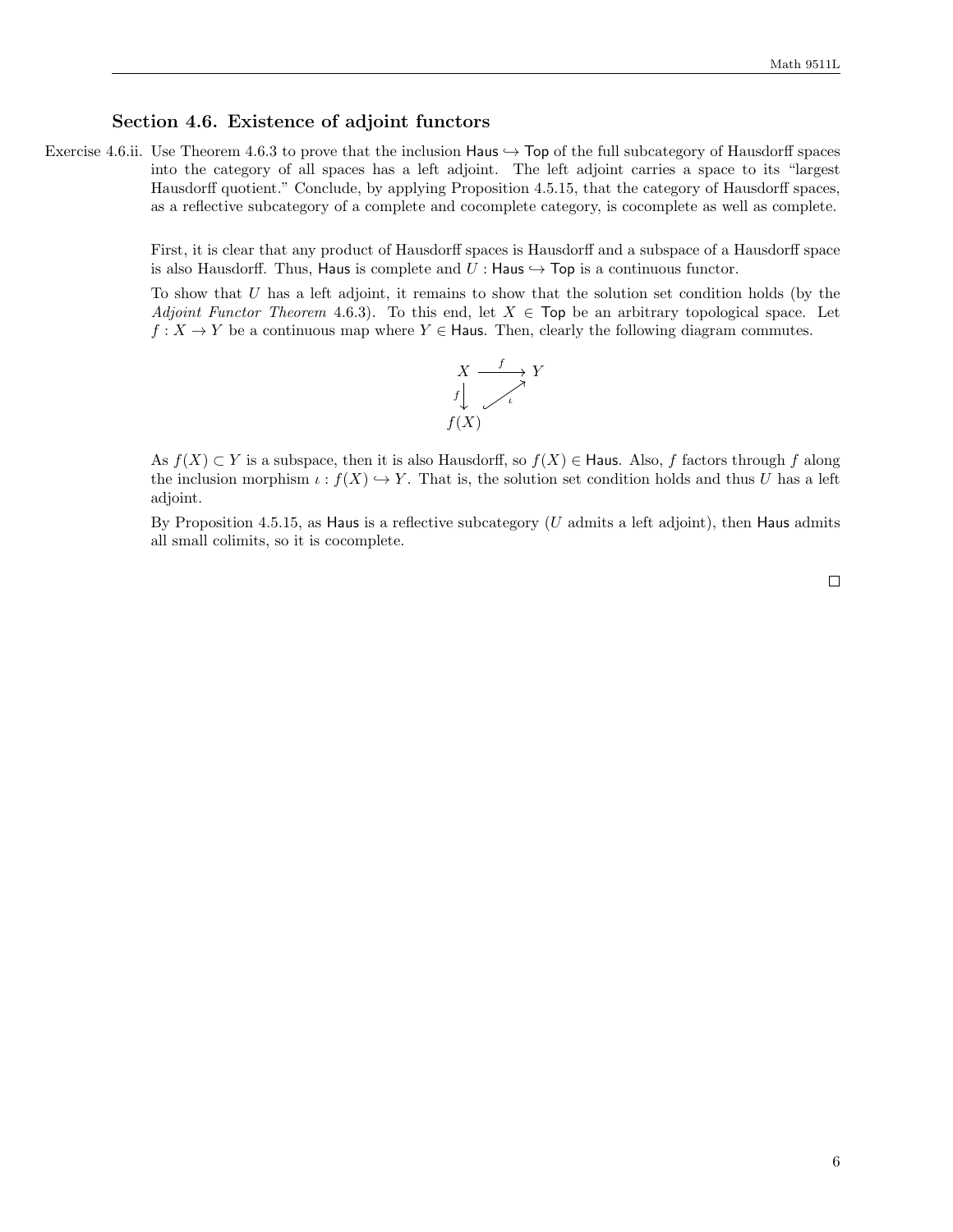## Section 4.6. Existence of adjoint functors

Exercise 4.6.ii. Use Theorem 4.6.3 to prove that the inclusion $\mathsf{Haus} \hookrightarrow \mathsf{Top}$ of the full subcategory of Hausdorff spaces into the category of all spaces has a left adjoint. The left adjoint carries a space to its "largest Hausdorff quotient." Conclude, by applying Proposition 4.5.15, that the category of Hausdorff spaces, as a reflective subcategory of a complete and cocomplete category, is cocomplete as well as complete.

First, it is clear that any product of Hausdorff spaces is Hausdorff and a subspace of a Hausdorff space is also Hausdorff. Thus, $\mathsf{Haus}$ is complete and $U : \mathsf{Haus} \hookrightarrow \mathsf{Top}$ is a continuous functor.

To show that $U$ has a left adjoint, it remains to show that the solution set condition holds (by the *Adjoint Functor Theorem* 4.6.3). To this end, let $X \in \mathsf{Top}$ be an arbitrary topological space. Let $f : X \to Y$ be a continuous map where $Y \in \mathsf{Haus}$. Then, clearly the following diagram commutes.

$$\begin{array}{ccc} X & \xrightarrow{f} & Y \\ {\scriptstyle f}\downarrow & \nearrow_{\iota} & \\ f(X) & & \end{array}$$

As $f(X) \subset Y$ is a subspace, then it is also Hausdorff, so $f(X) \in \mathsf{Haus}$. Also, $f$ factors through $f$ along the inclusion morphism $\iota : f(X) \hookrightarrow Y$. That is, the solution set condition holds and thus $U$ has a left adjoint.

By Proposition 4.5.15, as $\mathsf{Haus}$ is a reflective subcategory ($U$ admits a left adjoint), then $\mathsf{Haus}$ admits all small colimits, so it is cocomplete.

□